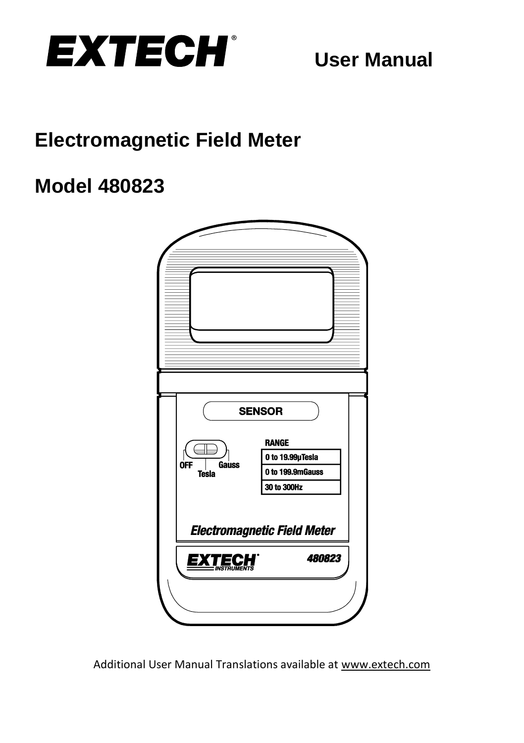# EXTECH® User Manual

## Electromagnetic Field Meter

## Model 480823

Additional User Manual Translations available at www.extech.com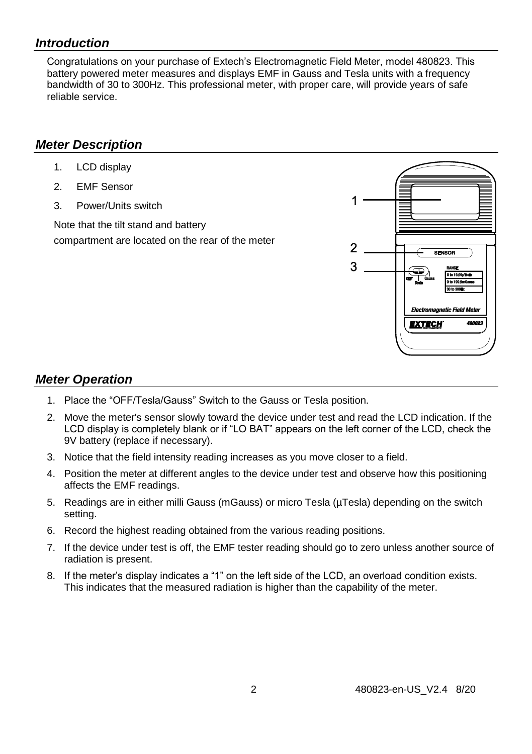## *Introduction*

Congratulations on your purchase of Extech's Electromagnetic Field Meter, model 480823. This battery powered meter measures and displays EMF in Gauss and Tesla units with a frequency bandwidth of 30 to 300Hz. This professional meter, with proper care, will provide years of safe reliable service.

## *Meter Description*

1. LCD display
2. EMF Sensor
3. Power/Units switch

Note that the tilt stand and battery compartment are located on the rear of the meter

## *Meter Operation*

1. Place the "OFF/Tesla/Gauss" Switch to the Gauss or Tesla position.
2. Move the meter's sensor slowly toward the device under test and read the LCD indication. If the LCD display is completely blank or if "LO BAT" appears on the left corner of the LCD, check the 9V battery (replace if necessary).
3. Notice that the field intensity reading increases as you move closer to a field.
4. Position the meter at different angles to the device under test and observe how this positioning affects the EMF readings.
5. Readings are in either milli Gauss (mGauss) or micro Tesla (µTesla) depending on the switch setting.
6. Record the highest reading obtained from the various reading positions.
7. If the device under test is off, the EMF tester reading should go to zero unless another source of radiation is present.
8. If the meter's display indicates a "1" on the left side of the LCD, an overload condition exists. This indicates that the measured radiation is higher than the capability of the meter.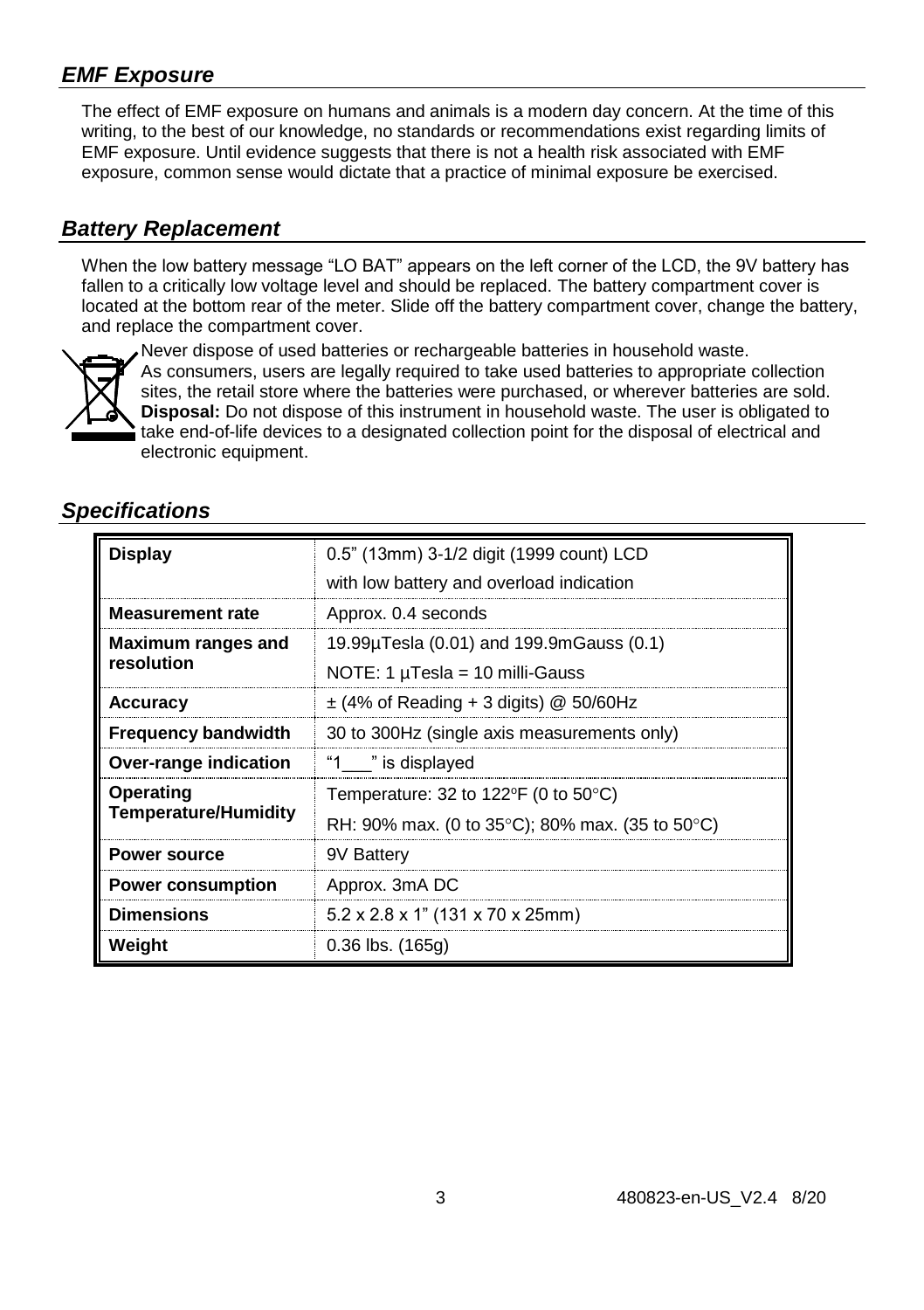## *EMF Exposure*

The effect of EMF exposure on humans and animals is a modern day concern. At the time of this writing, to the best of our knowledge, no standards or recommendations exist regarding limits of EMF exposure. Until evidence suggests that there is not a health risk associated with EMF exposure, common sense would dictate that a practice of minimal exposure be exercised.

## *Battery Replacement*

When the low battery message "LO BAT" appears on the left corner of the LCD, the 9V battery has fallen to a critically low voltage level and should be replaced. The battery compartment cover is located at the bottom rear of the meter. Slide off the battery compartment cover, change the battery, and replace the compartment cover.

Never dispose of used batteries or rechargeable batteries in household waste.
As consumers, users are legally required to take used batteries to appropriate collection sites, the retail store where the batteries were purchased, or wherever batteries are sold.
**Disposal:** Do not dispose of this instrument in household waste. The user is obligated to take end-of-life devices to a designated collection point for the disposal of electrical and electronic equipment.

## *Specifications*

| | |
|---|---|
| **Display** | 0.5" (13mm) 3-1/2 digit (1999 count) LCD<br>with low battery and overload indication |
| **Measurement rate** | Approx. 0.4 seconds |
| **Maximum ranges and resolution** | 19.99µTesla (0.01) and 199.9mGauss (0.1)<br>NOTE: 1 µTesla = 10 milli-Gauss |
| **Accuracy** | ± (4% of Reading + 3 digits) @ 50/60Hz |
| **Frequency bandwidth** | 30 to 300Hz (single axis measurements only) |
| **Over-range indication** | "1___" is displayed |
| **Operating Temperature/Humidity** | Temperature: 32 to 122ºF (0 to 50°C)<br>RH: 90% max. (0 to 35°C); 80% max. (35 to 50°C) |
| **Power source** | 9V Battery |
| **Power consumption** | Approx. 3mA DC |
| **Dimensions** | 5.2 x 2.8 x 1" (131 x 70 x 25mm) |
| **Weight** | 0.36 lbs. (165g) |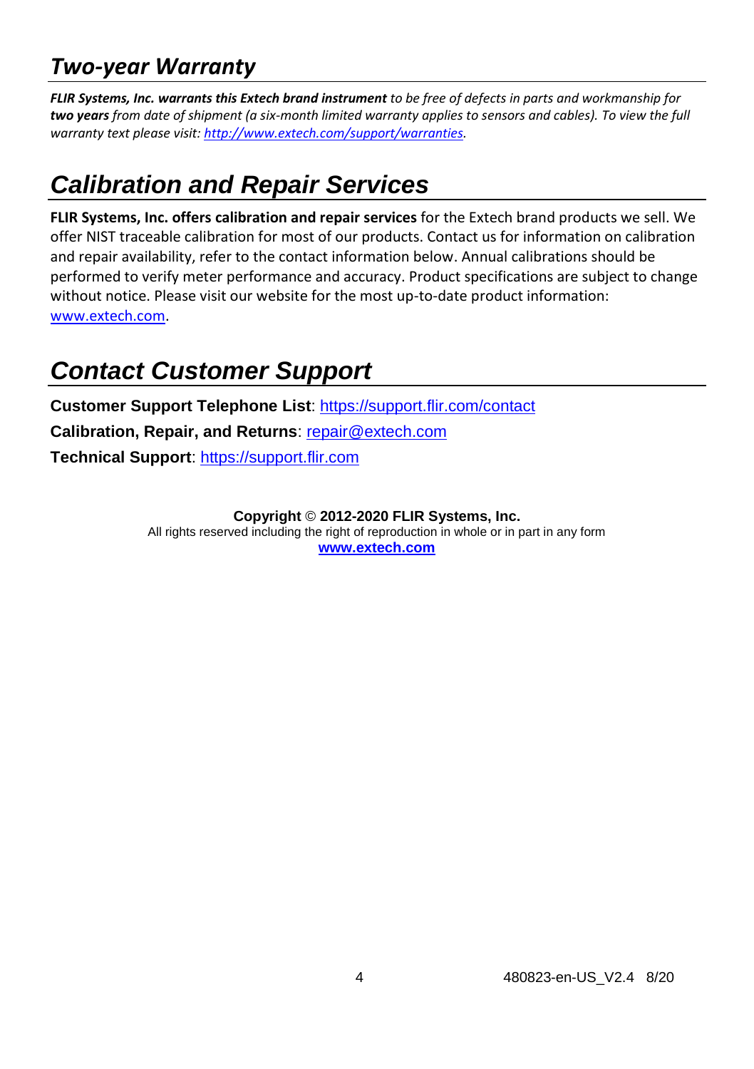## *Two-year Warranty*

***FLIR Systems, Inc. warrants this Extech brand instrument** to be free of defects in parts and workmanship for **two years** from date of shipment (a six-month limited warranty applies to sensors and cables). To view the full warranty text please visit: http://www.extech.com/support/warranties.*

## *Calibration and Repair Services*

**FLIR Systems, Inc. offers calibration and repair services** for the Extech brand products we sell. We offer NIST traceable calibration for most of our products. Contact us for information on calibration and repair availability, refer to the contact information below. Annual calibrations should be performed to verify meter performance and accuracy. Product specifications are subject to change without notice. Please visit our website for the most up-to-date product information: www.extech.com.

## *Contact Customer Support*

**Customer Support Telephone List**: https://support.flir.com/contact

**Calibration, Repair, and Returns**: repair@extech.com

**Technical Support**: https://support.flir.com

**Copyright © 2012-2020 FLIR Systems, Inc.**

All rights reserved including the right of reproduction in whole or in part in any form

**www.extech.com**

480823-en-US_V2.4 8/20